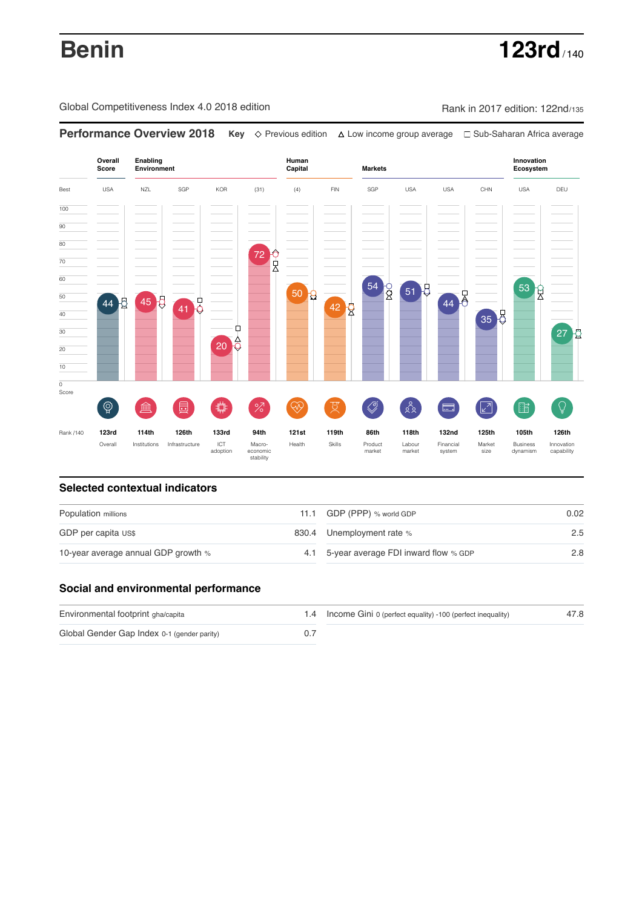# Benin

**123rd** / 140

Global Competitiveness Index 4.0 2018 edition

Rank in 2017 edition: 122nd/135

## Performance Overview 2018

**Key** ◇ Previous edition △ Low income group average □ Sub-Saharan Africa average

| | Overall Score | Enabling Environment | | | | Human Capital | | Markets | | | | Innovation Ecosystem | |
|---|---|---|---|---|---|---|---|---|---|---|---|---|---|
| Best | USA | NZL | SGP | KOR | (31) | (4) | FIN | SGP | USA | USA | CHN | USA | DEU |
| Score | 44 | 45 | 41 | 20 | 72 | 50 | 42 | 54 | 51 | 44 | 35 | 53 | 27 |
| Rank /140 | 123rd | 114th | 126th | 133rd | 94th | 121st | 119th | 86th | 118th | 132nd | 125th | 105th | 126th |
| | Overall | Institutions | Infrastructure | ICT adoption | Macro-economic stability | Health | Skills | Product market | Labour market | Financial system | Market size | Business dynamism | Innovation capability |

## Selected contextual indicators

| | | | |
|---|---|---|---|
| Population millions | 11.1 | GDP (PPP) % world GDP | 0.02 |
| GDP per capita US$ | 830.4 | Unemployment rate % | 2.5 |
| 10-year average annual GDP growth % | 4.1 | 5-year average FDI inward flow % GDP | 2.8 |

## Social and environmental performance

| | | | |
|---|---|---|---|
| Environmental footprint gha/capita | 1.4 | Income Gini 0 (perfect equality) -100 (perfect inequality) | 47.8 |
| Global Gender Gap Index 0-1 (gender parity) | 0.7 | | |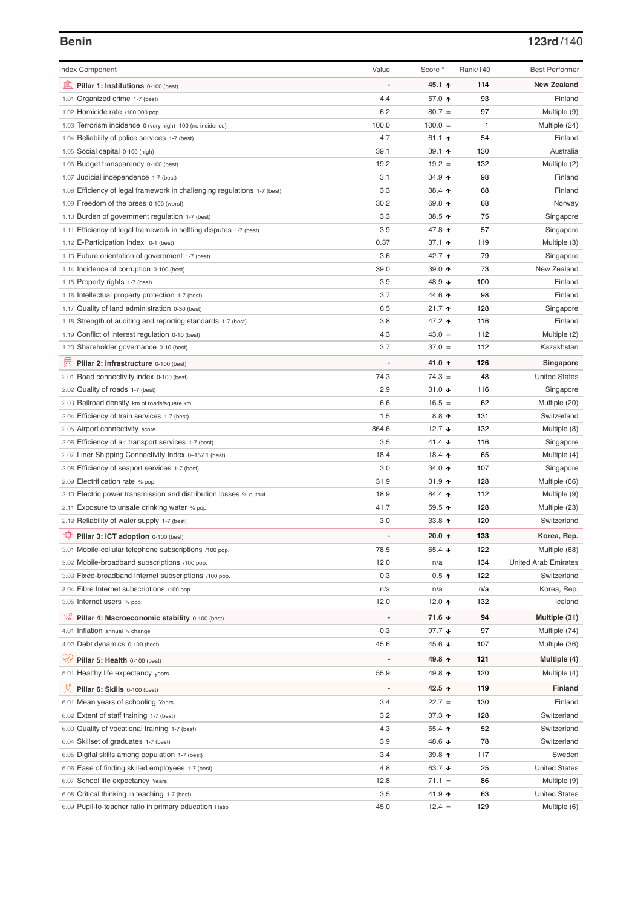## Benin

**123rd/140**

| Index Component | Value | Score * | Rank/140 | Best Performer |
|---|---|---|---|---|
| **Pillar 1: Institutions** 0-100 (best) | - | **45.1 ↑** | **114** | **New Zealand** |
| 1.01 Organized crime 1-7 (best) | 4.4 | 57.0 ↑ | 93 | Finland |
| 1.02 Homicide rate /100,000 pop. | 6.2 | 80.7 = | 97 | Multiple (9) |
| 1.03 Terrorism incidence 0 (very high) -100 (no incidence) | 100.0 | 100.0 = | 1 | Multiple (24) |
| 1.04 Reliability of police services 1-7 (best) | 4.7 | 61.1 ↑ | 54 | Finland |
| 1.05 Social capital 0-100 (high) | 39.1 | 39.1 ↑ | 130 | Australia |
| 1.06 Budget transparency 0-100 (best) | 19.2 | 19.2 = | 132 | Multiple (2) |
| 1.07 Judicial independence 1-7 (best) | 3.1 | 34.9 ↑ | 98 | Finland |
| 1.08 Efficiency of legal framework in challenging regulations 1-7 (best) | 3.3 | 38.4 ↑ | 68 | Finland |
| 1.09 Freedom of the press 0-100 (worst) | 30.2 | 69.8 ↑ | 68 | Norway |
| 1.10 Burden of government regulation 1-7 (best) | 3.3 | 38.5 ↑ | 75 | Singapore |
| 1.11 Efficiency of legal framework in settling disputes 1-7 (best) | 3.9 | 47.8 ↑ | 57 | Singapore |
| 1.12 E-Participation Index 0-1 (best) | 0.37 | 37.1 ↑ | 119 | Multiple (3) |
| 1.13 Future orientation of government 1-7 (best) | 3.6 | 42.7 ↑ | 79 | Singapore |
| 1.14 Incidence of corruption 0-100 (best) | 39.0 | 39.0 ↑ | 73 | New Zealand |
| 1.15 Property rights 1-7 (best) | 3.9 | 48.9 ↓ | 100 | Finland |
| 1.16 Intellectual property protection 1-7 (best) | 3.7 | 44.6 ↑ | 98 | Finland |
| 1.17 Quality of land administration 0-30 (best) | 6.5 | 21.7 ↑ | 128 | Singapore |
| 1.18 Strength of auditing and reporting standards 1-7 (best) | 3.8 | 47.2 ↑ | 116 | Finland |
| 1.19 Conflict of interest regulation 0-10 (best) | 4.3 | 43.0 = | 112 | Multiple (2) |
| 1.20 Shareholder governance 0-10 (best) | 3.7 | 37.0 = | 112 | Kazakhstan |
| **Pillar 2: Infrastructure** 0-100 (best) | - | **41.0 ↑** | **126** | **Singapore** |
| 2.01 Road connectivity index 0-100 (best) | 74.3 | 74.3 = | 48 | United States |
| 2.02 Quality of roads 1-7 (best) | 2.9 | 31.0 ↓ | 116 | Singapore |
| 2.03 Railroad density km of roads/square km | 6.6 | 16.5 = | 62 | Multiple (20) |
| 2.04 Efficiency of train services 1-7 (best) | 1.5 | 8.8 ↑ | 131 | Switzerland |
| 2.05 Airport connectivity score | 864.6 | 12.7 ↓ | 132 | Multiple (8) |
| 2.06 Efficiency of air transport services 1-7 (best) | 3.5 | 41.4 ↓ | 116 | Singapore |
| 2.07 Liner Shipping Connectivity Index 0–157.1 (best) | 18.4 | 18.4 ↑ | 65 | Multiple (4) |
| 2.08 Efficiency of seaport services 1-7 (best) | 3.0 | 34.0 ↑ | 107 | Singapore |
| 2.09 Electrification rate % pop. | 31.9 | 31.9 ↑ | 128 | Multiple (66) |
| 2.10 Electric power transmission and distribution losses % output | 18.9 | 84.4 ↑ | 112 | Multiple (9) |
| 2.11 Exposure to unsafe drinking water % pop. | 41.7 | 59.5 ↑ | 128 | Multiple (23) |
| 2.12 Reliability of water supply 1-7 (best) | 3.0 | 33.8 ↑ | 120 | Switzerland |
| **Pillar 3: ICT adoption** 0-100 (best) | - | **20.0 ↑** | **133** | **Korea, Rep.** |
| 3.01 Mobile-cellular telephone subscriptions /100 pop. | 78.5 | 65.4 ↓ | 122 | Multiple (68) |
| 3.02 Mobile-broadband subscriptions /100 pop. | 12.0 | n/a | 134 | United Arab Emirates |
| 3.03 Fixed-broadband Internet subscriptions /100 pop. | 0.3 | 0.5 ↑ | 122 | Switzerland |
| 3.04 Fibre Internet subscriptions /100 pop. | n/a | n/a | n/a | Korea, Rep. |
| 3.05 Internet users % pop. | 12.0 | 12.0 ↑ | 132 | Iceland |
| **Pillar 4: Macroeconomic stability** 0-100 (best) | - | **71.6 ↓** | **94** | **Multiple (31)** |
| 4.01 Inflation annual % change | -0.3 | 97.7 ↓ | 97 | Multiple (74) |
| 4.02 Debt dynamics 0-100 (best) | 45.6 | 45.6 ↓ | 107 | Multiple (36) |
| **Pillar 5: Health** 0-100 (best) | - | **49.8 ↑** | **121** | **Multiple (4)** |
| 5.01 Healthy life expectancy years | 55.9 | 49.8 ↑ | 120 | Multiple (4) |
| **Pillar 6: Skills** 0-100 (best) | - | **42.5 ↑** | **119** | **Finland** |
| 6.01 Mean years of schooling Years | 3.4 | 22.7 = | 130 | Finland |
| 6.02 Extent of staff training 1-7 (best) | 3.2 | 37.3 ↑ | 128 | Switzerland |
| 6.03 Quality of vocational training 1-7 (best) | 4.3 | 55.4 ↑ | 52 | Switzerland |
| 6.04 Skillset of graduates 1-7 (best) | 3.9 | 48.6 ↓ | 78 | Switzerland |
| 6.05 Digital skills among population 1-7 (best) | 3.4 | 39.8 ↑ | 117 | Sweden |
| 6.06 Ease of finding skilled employees 1-7 (best) | 4.8 | 63.7 ↓ | 25 | United States |
| 6.07 School life expectancy Years | 12.8 | 71.1 = | 86 | Multiple (9) |
| 6.08 Critical thinking in teaching 1-7 (best) | 3.5 | 41.9 ↑ | 63 | United States |
| 6.09 Pupil-to-teacher ratio in primary education Ratio | 45.0 | 12.4 = | 129 | Multiple (6) |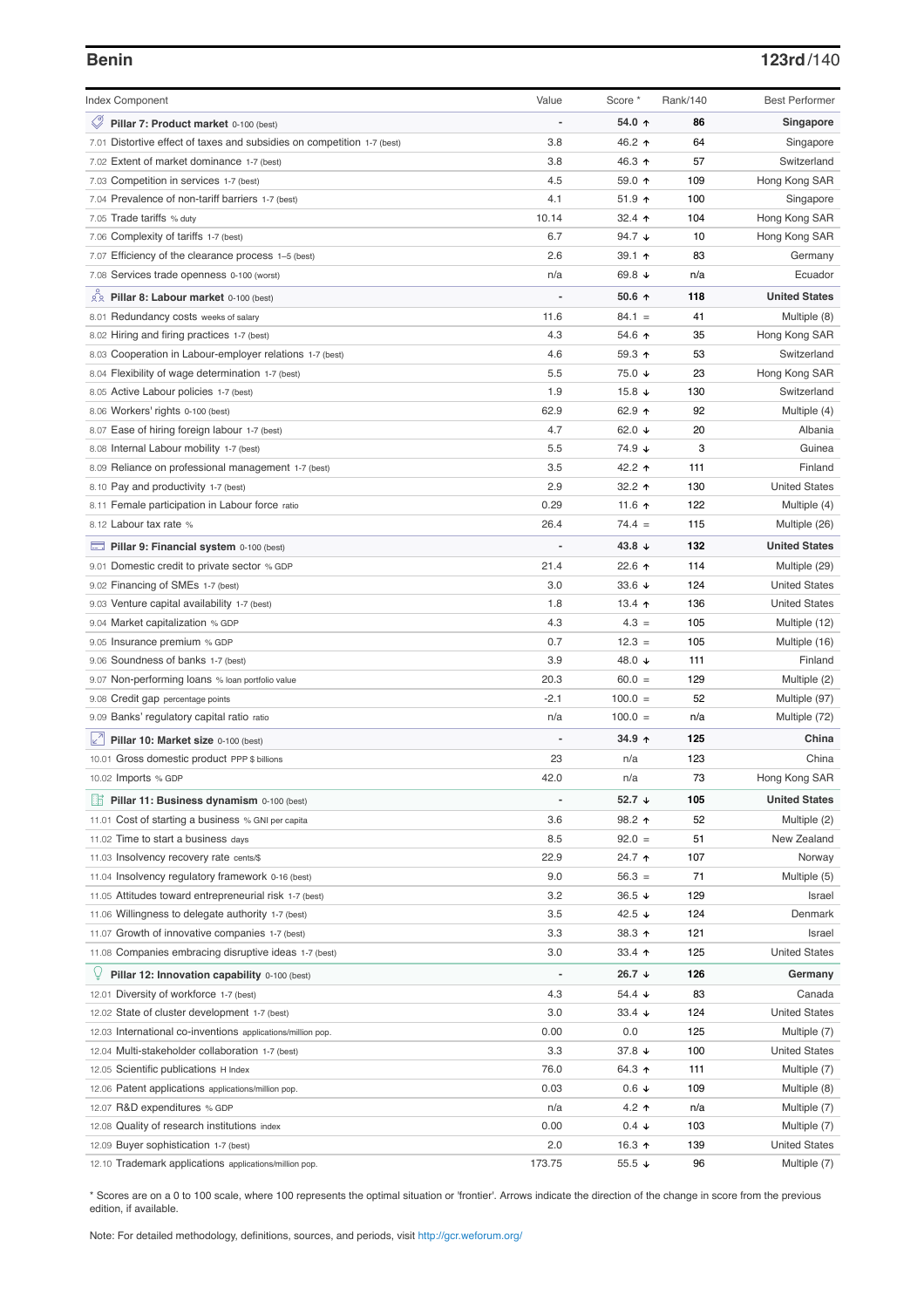## Benin

**123rd/140**

| Index Component | Value | Score * | Rank/140 | Best Performer |
|---|---|---|---|---|
| **Pillar 7: Product market** 0-100 (best) | - | **54.0 ↑** | **86** | **Singapore** |
| 7.01 Distortive effect of taxes and subsidies on competition 1-7 (best) | 3.8 | 46.2 ↑ | 64 | Singapore |
| 7.02 Extent of market dominance 1-7 (best) | 3.8 | 46.3 ↑ | 57 | Switzerland |
| 7.03 Competition in services 1-7 (best) | 4.5 | 59.0 ↑ | 109 | Hong Kong SAR |
| 7.04 Prevalence of non-tariff barriers 1-7 (best) | 4.1 | 51.9 ↑ | 100 | Singapore |
| 7.05 Trade tariffs % duty | 10.14 | 32.4 ↑ | 104 | Hong Kong SAR |
| 7.06 Complexity of tariffs 1-7 (best) | 6.7 | 94.7 ↓ | 10 | Hong Kong SAR |
| 7.07 Efficiency of the clearance process 1–5 (best) | 2.6 | 39.1 ↑ | 83 | Germany |
| 7.08 Services trade openness 0-100 (worst) | n/a | 69.8 ↓ | n/a | Ecuador |
| **Pillar 8: Labour market** 0-100 (best) | - | **50.6 ↑** | **118** | **United States** |
| 8.01 Redundancy costs weeks of salary | 11.6 | 84.1 = | 41 | Multiple (8) |
| 8.02 Hiring and firing practices 1-7 (best) | 4.3 | 54.6 ↑ | 35 | Hong Kong SAR |
| 8.03 Cooperation in Labour-employer relations 1-7 (best) | 4.6 | 59.3 ↑ | 53 | Switzerland |
| 8.04 Flexibility of wage determination 1-7 (best) | 5.5 | 75.0 ↓ | 23 | Hong Kong SAR |
| 8.05 Active Labour policies 1-7 (best) | 1.9 | 15.8 ↓ | 130 | Switzerland |
| 8.06 Workers' rights 0-100 (best) | 62.9 | 62.9 ↑ | 92 | Multiple (4) |
| 8.07 Ease of hiring foreign labour 1-7 (best) | 4.7 | 62.0 ↓ | 20 | Albania |
| 8.08 Internal Labour mobility 1-7 (best) | 5.5 | 74.9 ↓ | 3 | Guinea |
| 8.09 Reliance on professional management 1-7 (best) | 3.5 | 42.2 ↑ | 111 | Finland |
| 8.10 Pay and productivity 1-7 (best) | 2.9 | 32.2 ↑ | 130 | United States |
| 8.11 Female participation in Labour force ratio | 0.29 | 11.6 ↑ | 122 | Multiple (4) |
| 8.12 Labour tax rate % | 26.4 | 74.4 = | 115 | Multiple (26) |
| **Pillar 9: Financial system** 0-100 (best) | - | **43.8 ↓** | **132** | **United States** |
| 9.01 Domestic credit to private sector % GDP | 21.4 | 22.6 ↑ | 114 | Multiple (29) |
| 9.02 Financing of SMEs 1-7 (best) | 3.0 | 33.6 ↓ | 124 | United States |
| 9.03 Venture capital availability 1-7 (best) | 1.8 | 13.4 ↑ | 136 | United States |
| 9.04 Market capitalization % GDP | 4.3 | 4.3 = | 105 | Multiple (12) |
| 9.05 Insurance premium % GDP | 0.7 | 12.3 = | 105 | Multiple (16) |
| 9.06 Soundness of banks 1-7 (best) | 3.9 | 48.0 ↓ | 111 | Finland |
| 9.07 Non-performing loans % loan portfolio value | 20.3 | 60.0 = | 129 | Multiple (2) |
| 9.08 Credit gap percentage points | -2.1 | 100.0 = | 52 | Multiple (97) |
| 9.09 Banks' regulatory capital ratio ratio | n/a | 100.0 = | n/a | Multiple (72) |
| **Pillar 10: Market size** 0-100 (best) | - | **34.9 ↑** | **125** | **China** |
| 10.01 Gross domestic product PPP $ billions | 23 | n/a | 123 | China |
| 10.02 Imports % GDP | 42.0 | n/a | 73 | Hong Kong SAR |
| **Pillar 11: Business dynamism** 0-100 (best) | - | **52.7 ↓** | **105** | **United States** |
| 11.01 Cost of starting a business % GNI per capita | 3.6 | 98.2 ↑ | 52 | Multiple (2) |
| 11.02 Time to start a business days | 8.5 | 92.0 = | 51 | New Zealand |
| 11.03 Insolvency recovery rate cents/$ | 22.9 | 24.7 ↑ | 107 | Norway |
| 11.04 Insolvency regulatory framework 0-16 (best) | 9.0 | 56.3 = | 71 | Multiple (5) |
| 11.05 Attitudes toward entrepreneurial risk 1-7 (best) | 3.2 | 36.5 ↓ | 129 | Israel |
| 11.06 Willingness to delegate authority 1-7 (best) | 3.5 | 42.5 ↓ | 124 | Denmark |
| 11.07 Growth of innovative companies 1-7 (best) | 3.3 | 38.3 ↑ | 121 | Israel |
| 11.08 Companies embracing disruptive ideas 1-7 (best) | 3.0 | 33.4 ↑ | 125 | United States |
| **Pillar 12: Innovation capability** 0-100 (best) | - | **26.7 ↓** | **126** | **Germany** |
| 12.01 Diversity of workforce 1-7 (best) | 4.3 | 54.4 ↓ | 83 | Canada |
| 12.02 State of cluster development 1-7 (best) | 3.0 | 33.4 ↓ | 124 | United States |
| 12.03 International co-inventions applications/million pop. | 0.00 | 0.0 | 125 | Multiple (7) |
| 12.04 Multi-stakeholder collaboration 1-7 (best) | 3.3 | 37.8 ↓ | 100 | United States |
| 12.05 Scientific publications H Index | 76.0 | 64.3 ↑ | 111 | Multiple (7) |
| 12.06 Patent applications applications/million pop. | 0.03 | 0.6 ↓ | 109 | Multiple (8) |
| 12.07 R&D expenditures % GDP | n/a | 4.2 ↑ | n/a | Multiple (7) |
| 12.08 Quality of research institutions index | 0.00 | 0.4 ↓ | 103 | Multiple (7) |
| 12.09 Buyer sophistication 1-7 (best) | 2.0 | 16.3 ↑ | 139 | United States |
| 12.10 Trademark applications applications/million pop. | 173.75 | 55.5 ↓ | 96 | Multiple (7) |

* Scores are on a 0 to 100 scale, where 100 represents the optimal situation or 'frontier'. Arrows indicate the direction of the change in score from the previous edition, if available.

Note: For detailed methodology, definitions, sources, and periods, visit http://gcr.weforum.org/